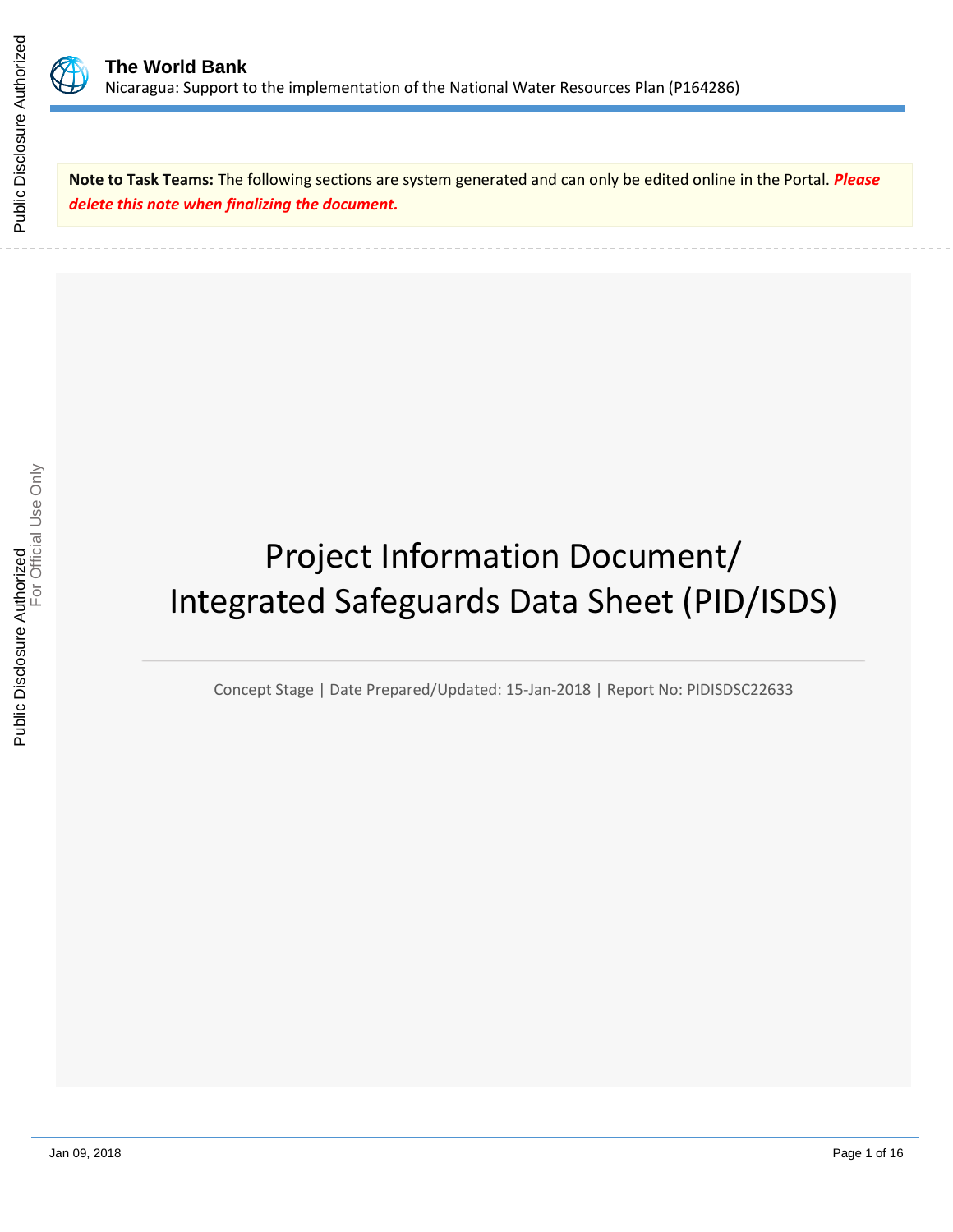# The World Bank

Nicaragua: Support to the implementation of the National Water Resources Plan (P164286)

**Note to Task Teams:** The following sections are system generated and can only be edited online in the Portal. ***Please delete this note when finalizing the document.***

# Project Information Document/ Integrated Safeguards Data Sheet (PID/ISDS)

Concept Stage | Date Prepared/Updated: 15-Jan-2018 | Report No: PIDISDSC22633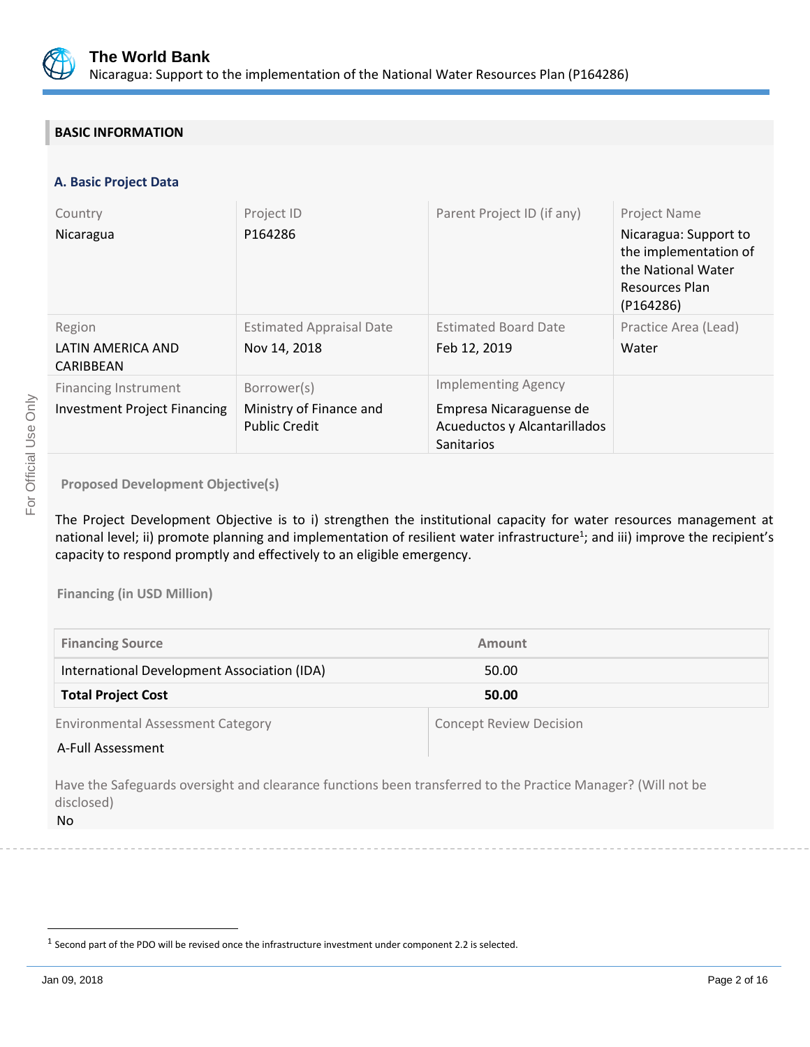## BASIC INFORMATION

### A. Basic Project Data

| Country | Project ID | Parent Project ID (if any) | Project Name |
|---|---|---|---|
| Nicaragua | P164286 | | Nicaragua: Support to the implementation of the National Water Resources Plan (P164286) |
| **Region** | **Estimated Appraisal Date** | **Estimated Board Date** | **Practice Area (Lead)** |
| LATIN AMERICA AND CARIBBEAN | Nov 14, 2018 | Feb 12, 2019 | Water |
| **Financing Instrument** | **Borrower(s)** | **Implementing Agency** | |
| Investment Project Financing | Ministry of Finance and Public Credit | Empresa Nicaraguense de Acueductos y Alcantarillados Sanitarios | |

**Proposed Development Objective(s)**

The Project Development Objective is to i) strengthen the institutional capacity for water resources management at national level; ii) promote planning and implementation of resilient water infrastructure[1]; and iii) improve the recipient's capacity to respond promptly and effectively to an eligible emergency.

**Financing (in USD Million)**

| Financing Source | Amount |
|---|---|
| International Development Association (IDA) | 50.00 |
| **Total Project Cost** | **50.00** |

| Environmental Assessment Category | Concept Review Decision |
|---|---|
| A-Full Assessment | |

Have the Safeguards oversight and clearance functions been transferred to the Practice Manager? (Will not be disclosed)

No

[1] Second part of the PDO will be revised once the infrastructure investment under component 2.2 is selected.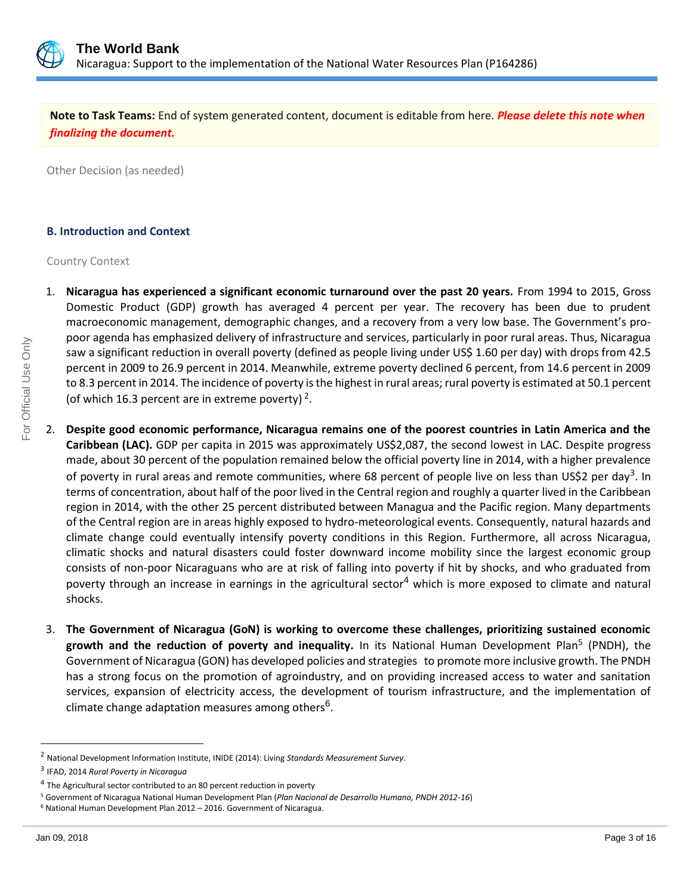**Note to Task Teams:** End of system generated content, document is editable from here. ***Please delete this note when finalizing the document.***

Other Decision (as needed)

### B. Introduction and Context

Country Context

1. **Nicaragua has experienced a significant economic turnaround over the past 20 years.** From 1994 to 2015, Gross Domestic Product (GDP) growth has averaged 4 percent per year. The recovery has been due to prudent macroeconomic management, demographic changes, and a recovery from a very low base. The Government's pro-poor agenda has emphasized delivery of infrastructure and services, particularly in poor rural areas. Thus, Nicaragua saw a significant reduction in overall poverty (defined as people living under US$ 1.60 per day) with drops from 42.5 percent in 2009 to 26.9 percent in 2014. Meanwhile, extreme poverty declined 6 percent, from 14.6 percent in 2009 to 8.3 percent in 2014. The incidence of poverty is the highest in rural areas; rural poverty is estimated at 50.1 percent (of which 16.3 percent are in extreme poverty) [2].

2. **Despite good economic performance, Nicaragua remains one of the poorest countries in Latin America and the Caribbean (LAC).** GDP per capita in 2015 was approximately US$2,087, the second lowest in LAC. Despite progress made, about 30 percent of the population remained below the official poverty line in 2014, with a higher prevalence of poverty in rural areas and remote communities, where 68 percent of people live on less than US$2 per day[3]. In terms of concentration, about half of the poor lived in the Central region and roughly a quarter lived in the Caribbean region in 2014, with the other 25 percent distributed between Managua and the Pacific region. Many departments of the Central region are in areas highly exposed to hydro-meteorological events. Consequently, natural hazards and climate change could eventually intensify poverty conditions in this Region. Furthermore, all across Nicaragua, climatic shocks and natural disasters could foster downward income mobility since the largest economic group consists of non-poor Nicaraguans who are at risk of falling into poverty if hit by shocks, and who graduated from poverty through an increase in earnings in the agricultural sector[4] which is more exposed to climate and natural shocks.

3. **The Government of Nicaragua (GoN) is working to overcome these challenges, prioritizing sustained economic growth and the reduction of poverty and inequality.** In its National Human Development Plan[5] (PNDH), the Government of Nicaragua (GON) has developed policies and strategies to promote more inclusive growth. The PNDH has a strong focus on the promotion of agroindustry, and on providing increased access to water and sanitation services, expansion of electricity access, the development of tourism infrastructure, and the implementation of climate change adaptation measures among others[6].

---

[2] National Development Information Institute, INIDE (2014): Living *Standards Measurement Survey*.

[3] IFAD, 2014 *Rural Poverty in Nicaragua*

[4] The Agricultural sector contributed to an 80 percent reduction in poverty

[5] Government of Nicaragua National Human Development Plan (*Plan Nacional de Desarrollo Humano, PNDH 2012-16*)

[6] National Human Development Plan 2012 – 2016. Government of Nicaragua.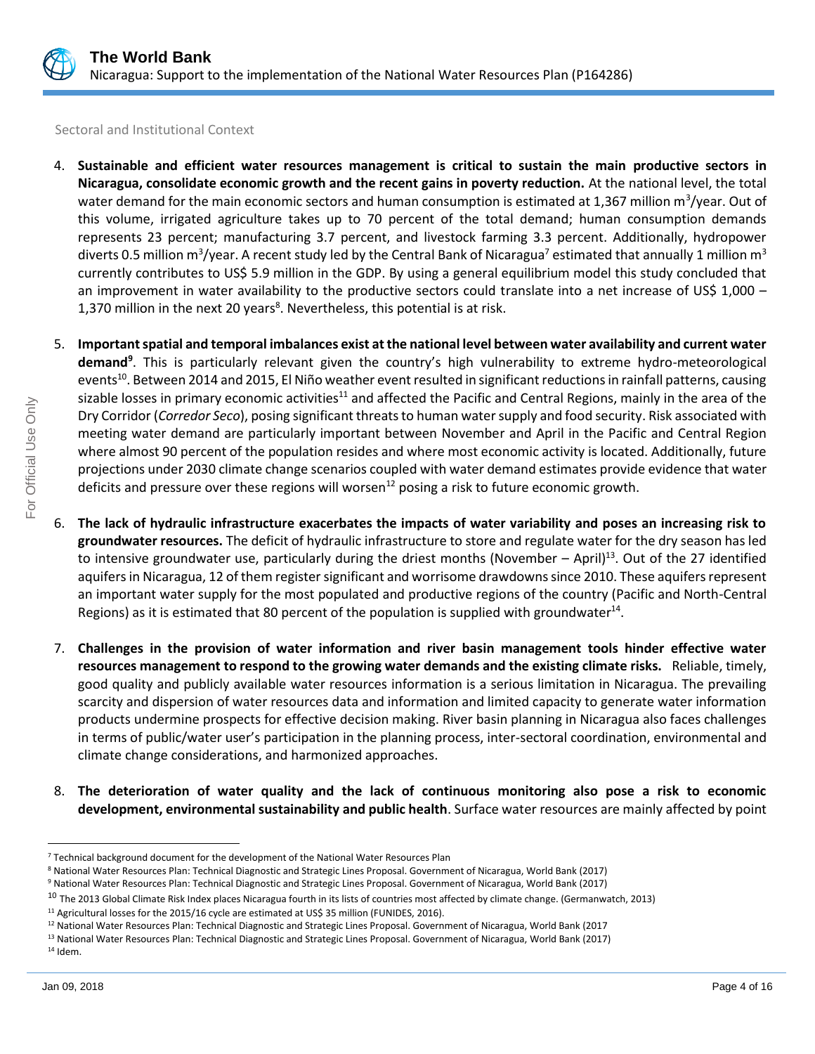Sectoral and Institutional Context

4. **Sustainable and efficient water resources management is critical to sustain the main productive sectors in Nicaragua, consolidate economic growth and the recent gains in poverty reduction.** At the national level, the total water demand for the main economic sectors and human consumption is estimated at 1,367 million m$^3$/year. Out of this volume, irrigated agriculture takes up to 70 percent of the total demand; human consumption demands represents 23 percent; manufacturing 3.7 percent, and livestock farming 3.3 percent. Additionally, hydropower diverts 0.5 million m$^3$/year. A recent study led by the Central Bank of Nicaragua[7] estimated that annually 1 million m$^3$ currently contributes to US$ 5.9 million in the GDP. By using a general equilibrium model this study concluded that an improvement in water availability to the productive sectors could translate into a net increase of US$ 1,000 – 1,370 million in the next 20 years[8]. Nevertheless, this potential is at risk.

5. **Important spatial and temporal imbalances exist at the national level between water availability and current water demand[9]**. This is particularly relevant given the country's high vulnerability to extreme hydro-meteorological events[10]. Between 2014 and 2015, El Niño weather event resulted in significant reductions in rainfall patterns, causing sizable losses in primary economic activities[11] and affected the Pacific and Central Regions, mainly in the area of the Dry Corridor (*Corredor Seco*), posing significant threats to human water supply and food security. Risk associated with meeting water demand are particularly important between November and April in the Pacific and Central Region where almost 90 percent of the population resides and where most economic activity is located. Additionally, future projections under 2030 climate change scenarios coupled with water demand estimates provide evidence that water deficits and pressure over these regions will worsen[12] posing a risk to future economic growth.

6. **The lack of hydraulic infrastructure exacerbates the impacts of water variability and poses an increasing risk to groundwater resources.** The deficit of hydraulic infrastructure to store and regulate water for the dry season has led to intensive groundwater use, particularly during the driest months (November – April)[13]. Out of the 27 identified aquifers in Nicaragua, 12 of them register significant and worrisome drawdowns since 2010. These aquifers represent an important water supply for the most populated and productive regions of the country (Pacific and North-Central Regions) as it is estimated that 80 percent of the population is supplied with groundwater[14].

7. **Challenges in the provision of water information and river basin management tools hinder effective water resources management to respond to the growing water demands and the existing climate risks.** Reliable, timely, good quality and publicly available water resources information is a serious limitation in Nicaragua. The prevailing scarcity and dispersion of water resources data and information and limited capacity to generate water information products undermine prospects for effective decision making. River basin planning in Nicaragua also faces challenges in terms of public/water user's participation in the planning process, inter-sectoral coordination, environmental and climate change considerations, and harmonized approaches.

8. **The deterioration of water quality and the lack of continuous monitoring also pose a risk to economic development, environmental sustainability and public health**. Surface water resources are mainly affected by point

---

[7] Technical background document for the development of the National Water Resources Plan

[8] National Water Resources Plan: Technical Diagnostic and Strategic Lines Proposal. Government of Nicaragua, World Bank (2017)

[9] National Water Resources Plan: Technical Diagnostic and Strategic Lines Proposal. Government of Nicaragua, World Bank (2017)

[10] The 2013 Global Climate Risk Index places Nicaragua fourth in its lists of countries most affected by climate change. (Germanwatch, 2013)

[11] Agricultural losses for the 2015/16 cycle are estimated at US$ 35 million (FUNIDES, 2016).

[12] National Water Resources Plan: Technical Diagnostic and Strategic Lines Proposal. Government of Nicaragua, World Bank (2017

[13] National Water Resources Plan: Technical Diagnostic and Strategic Lines Proposal. Government of Nicaragua, World Bank (2017)

[14] Idem.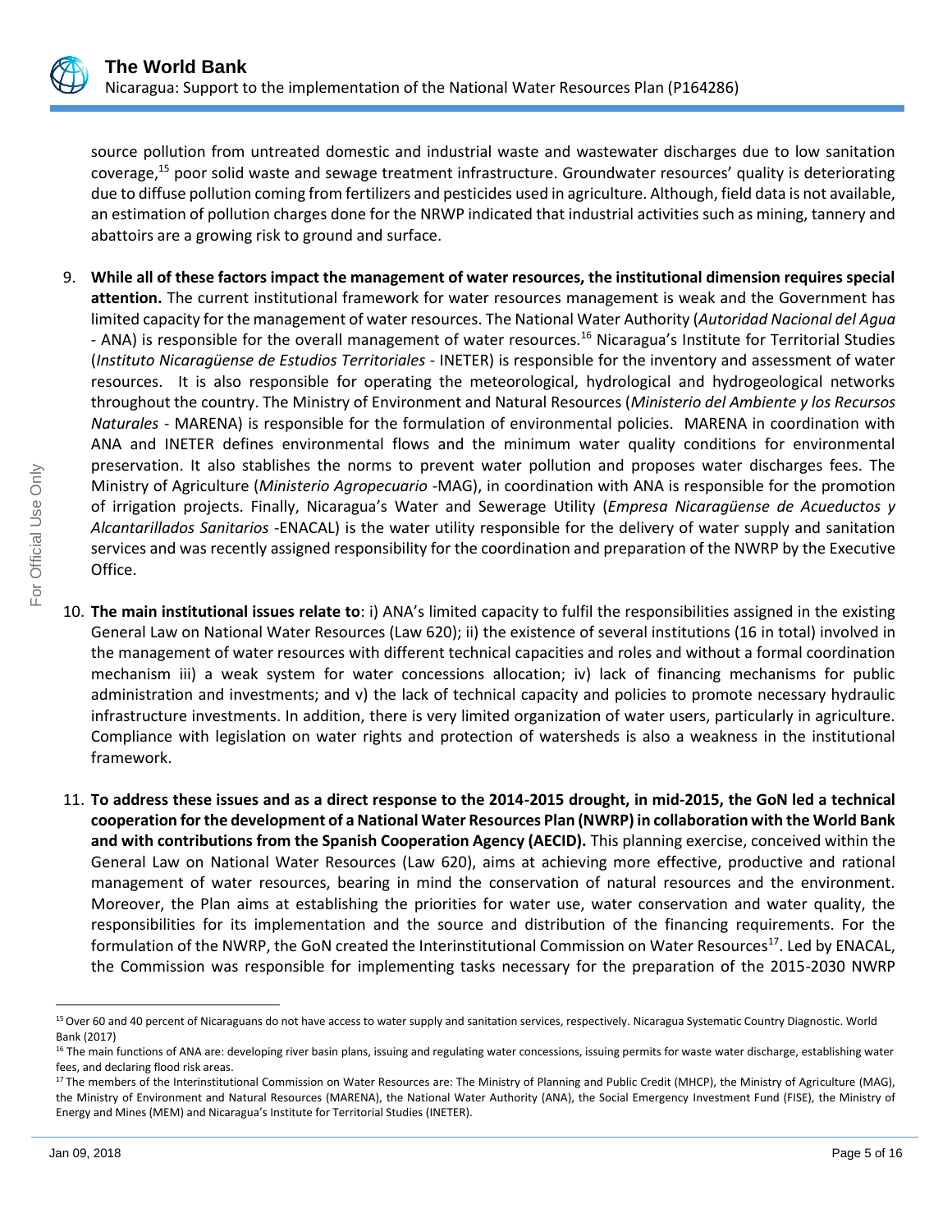source pollution from untreated domestic and industrial waste and wastewater discharges due to low sanitation coverage,[15] poor solid waste and sewage treatment infrastructure. Groundwater resources' quality is deteriorating due to diffuse pollution coming from fertilizers and pesticides used in agriculture. Although, field data is not available, an estimation of pollution charges done for the NRWP indicated that industrial activities such as mining, tannery and abattoirs are a growing risk to ground and surface.

9. **While all of these factors impact the management of water resources, the institutional dimension requires special attention.** The current institutional framework for water resources management is weak and the Government has limited capacity for the management of water resources. The National Water Authority (*Autoridad Nacional del Agua* - ANA) is responsible for the overall management of water resources.[16] Nicaragua's Institute for Territorial Studies (*Instituto Nicaragüense de Estudios Territoriales* - INETER) is responsible for the inventory and assessment of water resources. It is also responsible for operating the meteorological, hydrological and hydrogeological networks throughout the country. The Ministry of Environment and Natural Resources (*Ministerio del Ambiente y los Recursos Naturales* - MARENA) is responsible for the formulation of environmental policies. MARENA in coordination with ANA and INETER defines environmental flows and the minimum water quality conditions for environmental preservation. It also stablishes the norms to prevent water pollution and proposes water discharges fees. The Ministry of Agriculture (*Ministerio Agropecuario* -MAG), in coordination with ANA is responsible for the promotion of irrigation projects. Finally, Nicaragua's Water and Sewerage Utility (*Empresa Nicaragüense de Acueductos y Alcantarillados Sanitarios* -ENACAL) is the water utility responsible for the delivery of water supply and sanitation services and was recently assigned responsibility for the coordination and preparation of the NWRP by the Executive Office.

10. **The main institutional issues relate to**: i) ANA's limited capacity to fulfil the responsibilities assigned in the existing General Law on National Water Resources (Law 620); ii) the existence of several institutions (16 in total) involved in the management of water resources with different technical capacities and roles and without a formal coordination mechanism iii) a weak system for water concessions allocation; iv) lack of financing mechanisms for public administration and investments; and v) the lack of technical capacity and policies to promote necessary hydraulic infrastructure investments. In addition, there is very limited organization of water users, particularly in agriculture. Compliance with legislation on water rights and protection of watersheds is also a weakness in the institutional framework.

11. **To address these issues and as a direct response to the 2014-2015 drought, in mid-2015, the GoN led a technical cooperation for the development of a National Water Resources Plan (NWRP) in collaboration with the World Bank and with contributions from the Spanish Cooperation Agency (AECID).** This planning exercise, conceived within the General Law on National Water Resources (Law 620), aims at achieving more effective, productive and rational management of water resources, bearing in mind the conservation of natural resources and the environment. Moreover, the Plan aims at establishing the priorities for water use, water conservation and water quality, the responsibilities for its implementation and the source and distribution of the financing requirements. For the formulation of the NWRP, the GoN created the Interinstitutional Commission on Water Resources[17]. Led by ENACAL, the Commission was responsible for implementing tasks necessary for the preparation of the 2015-2030 NWRP

---

[15] Over 60 and 40 percent of Nicaraguans do not have access to water supply and sanitation services, respectively. Nicaragua Systematic Country Diagnostic. World Bank (2017)

[16] The main functions of ANA are: developing river basin plans, issuing and regulating water concessions, issuing permits for waste water discharge, establishing water fees, and declaring flood risk areas.

[17] The members of the Interinstitutional Commission on Water Resources are: The Ministry of Planning and Public Credit (MHCP), the Ministry of Agriculture (MAG), the Ministry of Environment and Natural Resources (MARENA), the National Water Authority (ANA), the Social Emergency Investment Fund (FISE), the Ministry of Energy and Mines (MEM) and Nicaragua's Institute for Territorial Studies (INETER).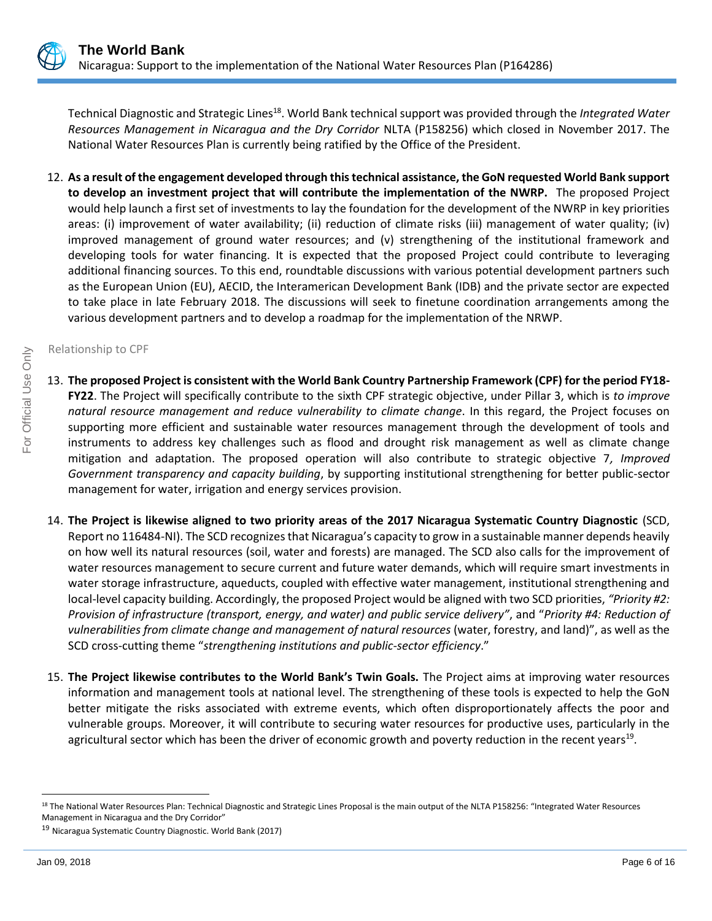Technical Diagnostic and Strategic Lines[18]. World Bank technical support was provided through the *Integrated Water Resources Management in Nicaragua and the Dry Corridor* NLTA (P158256) which closed in November 2017. The National Water Resources Plan is currently being ratified by the Office of the President.

12. **As a result of the engagement developed through this technical assistance, the GoN requested World Bank support to develop an investment project that will contribute the implementation of the NWRP.** The proposed Project would help launch a first set of investments to lay the foundation for the development of the NWRP in key priorities areas: (i) improvement of water availability; (ii) reduction of climate risks (iii) management of water quality; (iv) improved management of ground water resources; and (v) strengthening of the institutional framework and developing tools for water financing. It is expected that the proposed Project could contribute to leveraging additional financing sources. To this end, roundtable discussions with various potential development partners such as the European Union (EU), AECID, the Interamerican Development Bank (IDB) and the private sector are expected to take place in late February 2018. The discussions will seek to finetune coordination arrangements among the various development partners and to develop a roadmap for the implementation of the NRWP.

### Relationship to CPF

13. **The proposed Project is consistent with the World Bank Country Partnership Framework (CPF) for the period FY18-FY22**. The Project will specifically contribute to the sixth CPF strategic objective, under Pillar 3, which is *to improve natural resource management and reduce vulnerability to climate change*. In this regard, the Project focuses on supporting more efficient and sustainable water resources management through the development of tools and instruments to address key challenges such as flood and drought risk management as well as climate change mitigation and adaptation. The proposed operation will also contribute to strategic objective 7*, Improved Government transparency and capacity building*, by supporting institutional strengthening for better public-sector management for water, irrigation and energy services provision.

14. **The Project is likewise aligned to two priority areas of the 2017 Nicaragua Systematic Country Diagnostic** (SCD, Report no 116484-NI). The SCD recognizes that Nicaragua's capacity to grow in a sustainable manner depends heavily on how well its natural resources (soil, water and forests) are managed. The SCD also calls for the improvement of water resources management to secure current and future water demands, which will require smart investments in water storage infrastructure, aqueducts, coupled with effective water management, institutional strengthening and local-level capacity building. Accordingly, the proposed Project would be aligned with two SCD priorities, *"Priority #2: Provision of infrastructure (transport, energy, and water) and public service delivery"*, and "*Priority #4: Reduction of vulnerabilities from climate change and management of natural resources* (water, forestry, and land)", as well as the SCD cross-cutting theme "*strengthening institutions and public-sector efficiency*."

15. **The Project likewise contributes to the World Bank's Twin Goals.** The Project aims at improving water resources information and management tools at national level. The strengthening of these tools is expected to help the GoN better mitigate the risks associated with extreme events, which often disproportionately affects the poor and vulnerable groups. Moreover, it will contribute to securing water resources for productive uses, particularly in the agricultural sector which has been the driver of economic growth and poverty reduction in the recent years[19].

---

[18] The National Water Resources Plan: Technical Diagnostic and Strategic Lines Proposal is the main output of the NLTA P158256: "Integrated Water Resources Management in Nicaragua and the Dry Corridor"

[19] Nicaragua Systematic Country Diagnostic. World Bank (2017)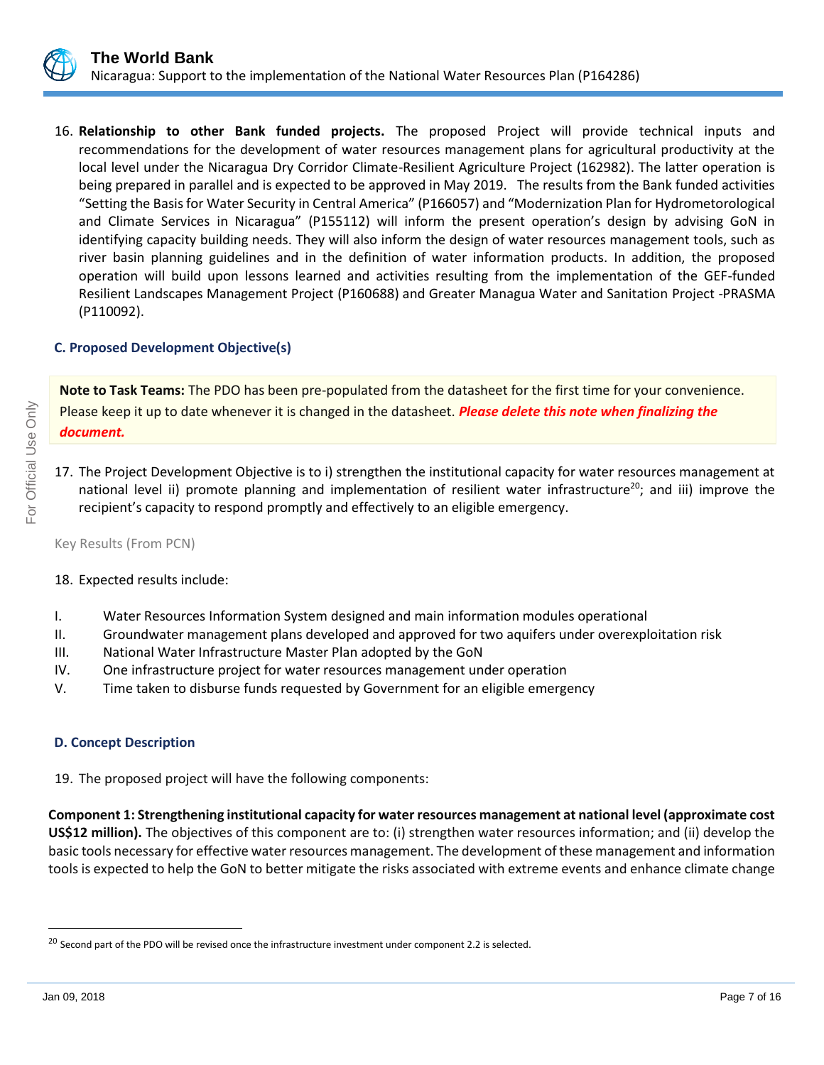16. **Relationship to other Bank funded projects.** The proposed Project will provide technical inputs and recommendations for the development of water resources management plans for agricultural productivity at the local level under the Nicaragua Dry Corridor Climate-Resilient Agriculture Project (162982). The latter operation is being prepared in parallel and is expected to be approved in May 2019. The results from the Bank funded activities "Setting the Basis for Water Security in Central America" (P166057) and "Modernization Plan for Hydrometorological and Climate Services in Nicaragua" (P155112) will inform the present operation's design by advising GoN in identifying capacity building needs. They will also inform the design of water resources management tools, such as river basin planning guidelines and in the definition of water information products. In addition, the proposed operation will build upon lessons learned and activities resulting from the implementation of the GEF-funded Resilient Landscapes Management Project (P160688) and Greater Managua Water and Sanitation Project -PRASMA (P110092).

### C. Proposed Development Objective(s)

**Note to Task Teams:** The PDO has been pre-populated from the datasheet for the first time for your convenience. Please keep it up to date whenever it is changed in the datasheet. ***Please delete this note when finalizing the document.***

17. The Project Development Objective is to i) strengthen the institutional capacity for water resources management at national level ii) promote planning and implementation of resilient water infrastructure[20]; and iii) improve the recipient's capacity to respond promptly and effectively to an eligible emergency.

Key Results (From PCN)

18. Expected results include:

I. Water Resources Information System designed and main information modules operational
II. Groundwater management plans developed and approved for two aquifers under overexploitation risk
III. National Water Infrastructure Master Plan adopted by the GoN
IV. One infrastructure project for water resources management under operation
V. Time taken to disburse funds requested by Government for an eligible emergency

### D. Concept Description

19. The proposed project will have the following components:

**Component 1: Strengthening institutional capacity for water resources management at national level (approximate cost US$12 million).** The objectives of this component are to: (i) strengthen water resources information; and (ii) develop the basic tools necessary for effective water resources management. The development of these management and information tools is expected to help the GoN to better mitigate the risks associated with extreme events and enhance climate change

[20] Second part of the PDO will be revised once the infrastructure investment under component 2.2 is selected.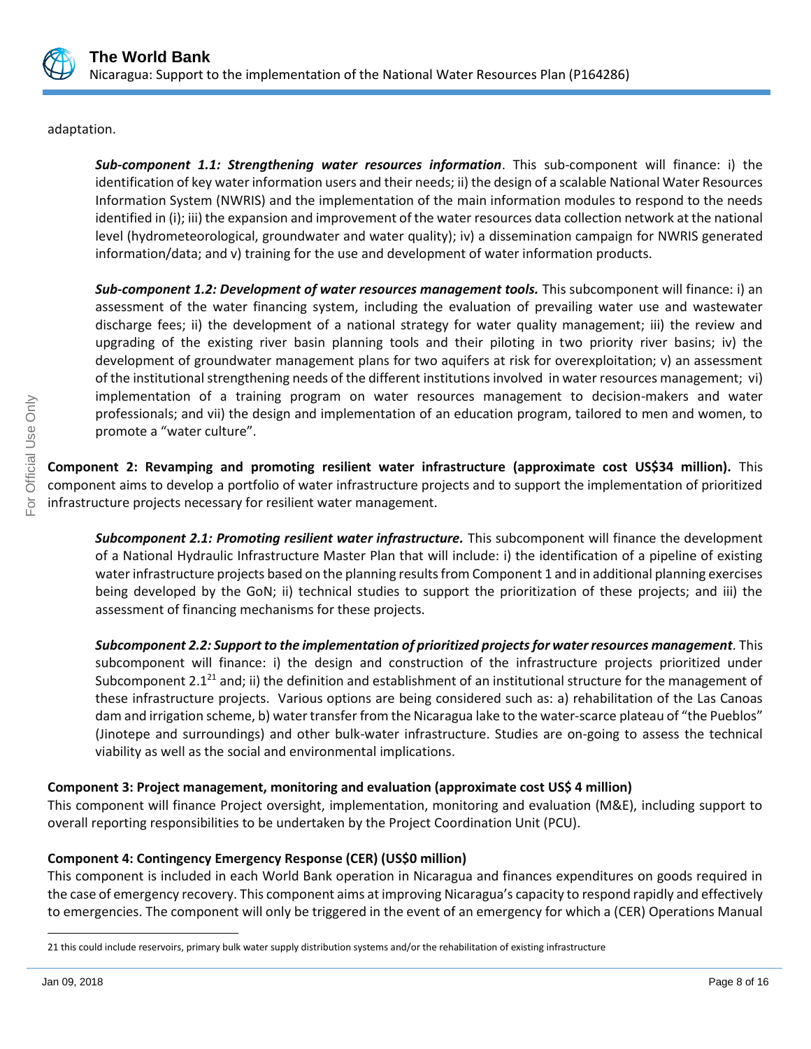adaptation.

***Sub-component 1.1: Strengthening water resources information***. This sub-component will finance: i) the identification of key water information users and their needs; ii) the design of a scalable National Water Resources Information System (NWRIS) and the implementation of the main information modules to respond to the needs identified in (i); iii) the expansion and improvement of the water resources data collection network at the national level (hydrometeorological, groundwater and water quality); iv) a dissemination campaign for NWRIS generated information/data; and v) training for the use and development of water information products.

***Sub-component 1.2: Development of water resources management tools.*** This subcomponent will finance: i) an assessment of the water financing system, including the evaluation of prevailing water use and wastewater discharge fees; ii) the development of a national strategy for water quality management; iii) the review and upgrading of the existing river basin planning tools and their piloting in two priority river basins; iv) the development of groundwater management plans for two aquifers at risk for overexploitation; v) an assessment of the institutional strengthening needs of the different institutions involved in water resources management; vi) implementation of a training program on water resources management to decision-makers and water professionals; and vii) the design and implementation of an education program, tailored to men and women, to promote a "water culture".

**Component 2: Revamping and promoting resilient water infrastructure (approximate cost US$34 million).** This component aims to develop a portfolio of water infrastructure projects and to support the implementation of prioritized infrastructure projects necessary for resilient water management.

***Subcomponent 2.1: Promoting resilient water infrastructure.*** This subcomponent will finance the development of a National Hydraulic Infrastructure Master Plan that will include: i) the identification of a pipeline of existing water infrastructure projects based on the planning results from Component 1 and in additional planning exercises being developed by the GoN; ii) technical studies to support the prioritization of these projects; and iii) the assessment of financing mechanisms for these projects.

***Subcomponent 2.2: Support to the implementation of prioritized projects for water resources management***. This subcomponent will finance: i) the design and construction of the infrastructure projects prioritized under Subcomponent 2.1[21] and; ii) the definition and establishment of an institutional structure for the management of these infrastructure projects. Various options are being considered such as: a) rehabilitation of the Las Canoas dam and irrigation scheme, b) water transfer from the Nicaragua lake to the water-scarce plateau of "the Pueblos" (Jinotepe and surroundings) and other bulk-water infrastructure. Studies are on-going to assess the technical viability as well as the social and environmental implications.

**Component 3: Project management, monitoring and evaluation (approximate cost US$ 4 million)**
This component will finance Project oversight, implementation, monitoring and evaluation (M&E), including support to overall reporting responsibilities to be undertaken by the Project Coordination Unit (PCU).

**Component 4: Contingency Emergency Response (CER) (US$0 million)**
This component is included in each World Bank operation in Nicaragua and finances expenditures on goods required in the case of emergency recovery. This component aims at improving Nicaragua's capacity to respond rapidly and effectively to emergencies. The component will only be triggered in the event of an emergency for which a (CER) Operations Manual

---

21 this could include reservoirs, primary bulk water supply distribution systems and/or the rehabilitation of existing infrastructure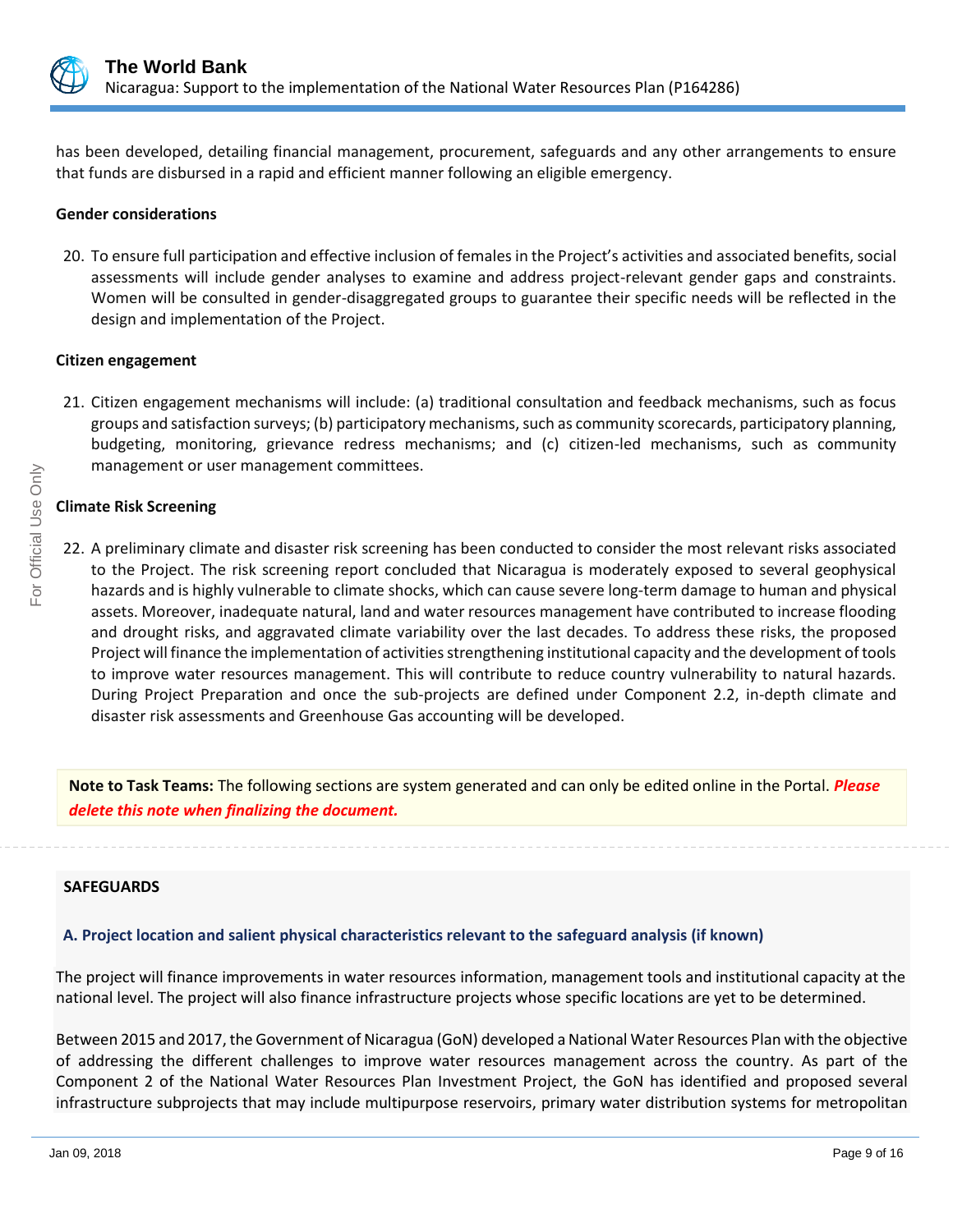has been developed, detailing financial management, procurement, safeguards and any other arrangements to ensure that funds are disbursed in a rapid and efficient manner following an eligible emergency.

**Gender considerations**

20. To ensure full participation and effective inclusion of females in the Project's activities and associated benefits, social assessments will include gender analyses to examine and address project-relevant gender gaps and constraints. Women will be consulted in gender-disaggregated groups to guarantee their specific needs will be reflected in the design and implementation of the Project.

**Citizen engagement**

21. Citizen engagement mechanisms will include: (a) traditional consultation and feedback mechanisms, such as focus groups and satisfaction surveys; (b) participatory mechanisms, such as community scorecards, participatory planning, budgeting, monitoring, grievance redress mechanisms; and (c) citizen-led mechanisms, such as community management or user management committees.

**Climate Risk Screening**

22. A preliminary climate and disaster risk screening has been conducted to consider the most relevant risks associated to the Project. The risk screening report concluded that Nicaragua is moderately exposed to several geophysical hazards and is highly vulnerable to climate shocks, which can cause severe long-term damage to human and physical assets. Moreover, inadequate natural, land and water resources management have contributed to increase flooding and drought risks, and aggravated climate variability over the last decades. To address these risks, the proposed Project will finance the implementation of activities strengthening institutional capacity and the development of tools to improve water resources management. This will contribute to reduce country vulnerability to natural hazards. During Project Preparation and once the sub-projects are defined under Component 2.2, in-depth climate and disaster risk assessments and Greenhouse Gas accounting will be developed.

**Note to Task Teams:** The following sections are system generated and can only be edited online in the Portal. ***Please delete this note when finalizing the document.***

**SAFEGUARDS**

**A. Project location and salient physical characteristics relevant to the safeguard analysis (if known)**

The project will finance improvements in water resources information, management tools and institutional capacity at the national level. The project will also finance infrastructure projects whose specific locations are yet to be determined.

Between 2015 and 2017, the Government of Nicaragua (GoN) developed a National Water Resources Plan with the objective of addressing the different challenges to improve water resources management across the country. As part of the Component 2 of the National Water Resources Plan Investment Project, the GoN has identified and proposed several infrastructure subprojects that may include multipurpose reservoirs, primary water distribution systems for metropolitan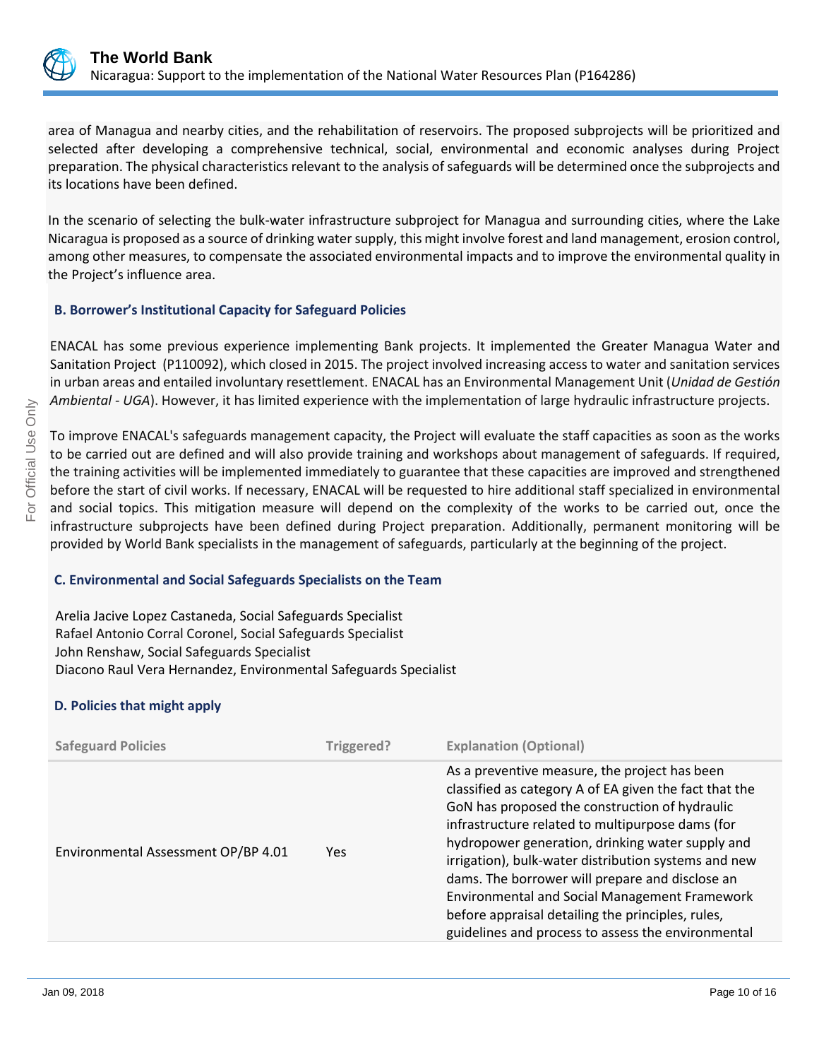area of Managua and nearby cities, and the rehabilitation of reservoirs. The proposed subprojects will be prioritized and selected after developing a comprehensive technical, social, environmental and economic analyses during Project preparation. The physical characteristics relevant to the analysis of safeguards will be determined once the subprojects and its locations have been defined.

In the scenario of selecting the bulk-water infrastructure subproject for Managua and surrounding cities, where the Lake Nicaragua is proposed as a source of drinking water supply, this might involve forest and land management, erosion control, among other measures, to compensate the associated environmental impacts and to improve the environmental quality in the Project's influence area.

### B. Borrower's Institutional Capacity for Safeguard Policies

ENACAL has some previous experience implementing Bank projects. It implemented the Greater Managua Water and Sanitation Project (P110092), which closed in 2015. The project involved increasing access to water and sanitation services in urban areas and entailed involuntary resettlement. ENACAL has an Environmental Management Unit (*Unidad de Gestión Ambiental - UGA*). However, it has limited experience with the implementation of large hydraulic infrastructure projects.

To improve ENACAL's safeguards management capacity, the Project will evaluate the staff capacities as soon as the works to be carried out are defined and will also provide training and workshops about management of safeguards. If required, the training activities will be implemented immediately to guarantee that these capacities are improved and strengthened before the start of civil works. If necessary, ENACAL will be requested to hire additional staff specialized in environmental and social topics. This mitigation measure will depend on the complexity of the works to be carried out, once the infrastructure subprojects have been defined during Project preparation. Additionally, permanent monitoring will be provided by World Bank specialists in the management of safeguards, particularly at the beginning of the project.

### C. Environmental and Social Safeguards Specialists on the Team

Arelia Jacive Lopez Castaneda, Social Safeguards Specialist
Rafael Antonio Corral Coronel, Social Safeguards Specialist
John Renshaw, Social Safeguards Specialist
Diacono Raul Vera Hernandez, Environmental Safeguards Specialist

### D. Policies that might apply

| Safeguard Policies | Triggered? | Explanation (Optional) |
|---|---|---|
| Environmental Assessment OP/BP 4.01 | Yes | As a preventive measure, the project has been classified as category A of EA given the fact that the GoN has proposed the construction of hydraulic infrastructure related to multipurpose dams (for hydropower generation, drinking water supply and irrigation), bulk-water distribution systems and new dams. The borrower will prepare and disclose an Environmental and Social Management Framework before appraisal detailing the principles, rules, guidelines and process to assess the environmental |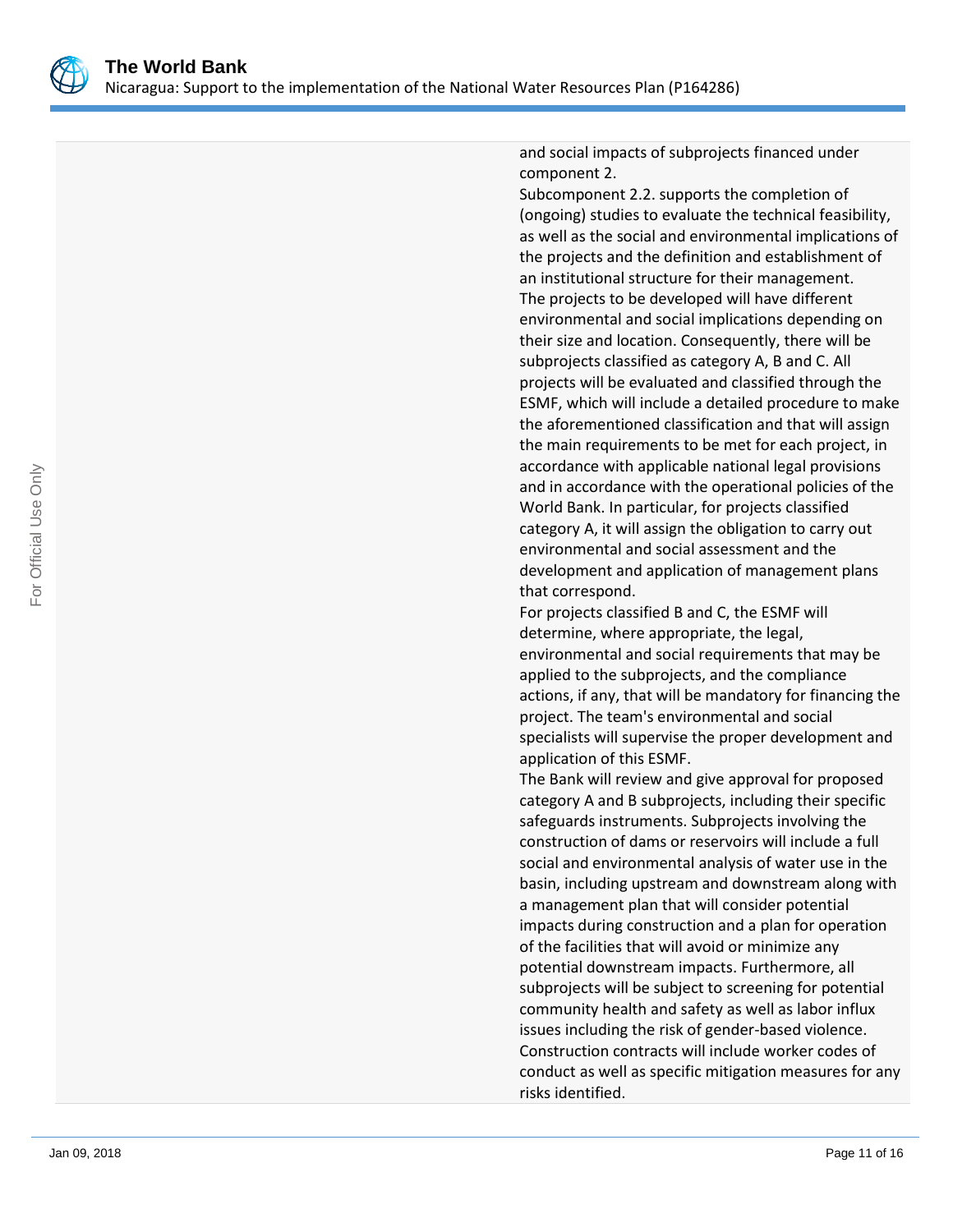and social impacts of subprojects financed under component 2.

Subcomponent 2.2. supports the completion of (ongoing) studies to evaluate the technical feasibility, as well as the social and environmental implications of the projects and the definition and establishment of an institutional structure for their management.

The projects to be developed will have different environmental and social implications depending on their size and location. Consequently, there will be subprojects classified as category A, B and C. All projects will be evaluated and classified through the ESMF, which will include a detailed procedure to make the aforementioned classification and that will assign the main requirements to be met for each project, in accordance with applicable national legal provisions and in accordance with the operational policies of the World Bank. In particular, for projects classified category A, it will assign the obligation to carry out environmental and social assessment and the development and application of management plans that correspond.

For projects classified B and C, the ESMF will determine, where appropriate, the legal, environmental and social requirements that may be applied to the subprojects, and the compliance actions, if any, that will be mandatory for financing the project. The team's environmental and social specialists will supervise the proper development and application of this ESMF.

The Bank will review and give approval for proposed category A and B subprojects, including their specific safeguards instruments. Subprojects involving the construction of dams or reservoirs will include a full social and environmental analysis of water use in the basin, including upstream and downstream along with a management plan that will consider potential impacts during construction and a plan for operation of the facilities that will avoid or minimize any potential downstream impacts. Furthermore, all subprojects will be subject to screening for potential community health and safety as well as labor influx issues including the risk of gender-based violence. Construction contracts will include worker codes of conduct as well as specific mitigation measures for any risks identified.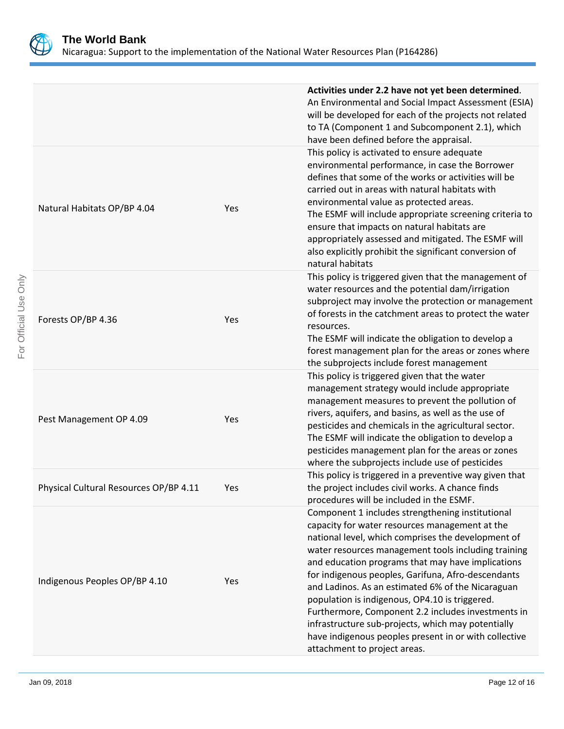| | | |
|---|---|---|
| | | **Activities under 2.2 have not yet been determined**. An Environmental and Social Impact Assessment (ESIA) will be developed for each of the projects not related to TA (Component 1 and Subcomponent 2.1), which have been defined before the appraisal. |
| Natural Habitats OP/BP 4.04 | Yes | This policy is activated to ensure adequate environmental performance, in case the Borrower defines that some of the works or activities will be carried out in areas with natural habitats with environmental value as protected areas.<br>The ESMF will include appropriate screening criteria to ensure that impacts on natural habitats are appropriately assessed and mitigated. The ESMF will also explicitly prohibit the significant conversion of natural habitats |
| Forests OP/BP 4.36 | Yes | This policy is triggered given that the management of water resources and the potential dam/irrigation subproject may involve the protection or management of forests in the catchment areas to protect the water resources.<br>The ESMF will indicate the obligation to develop a forest management plan for the areas or zones where the subprojects include forest management |
| Pest Management OP 4.09 | Yes | This policy is triggered given that the water management strategy would include appropriate management measures to prevent the pollution of rivers, aquifers, and basins, as well as the use of pesticides and chemicals in the agricultural sector. The ESMF will indicate the obligation to develop a pesticides management plan for the areas or zones where the subprojects include use of pesticides |
| Physical Cultural Resources OP/BP 4.11 | Yes | This policy is triggered in a preventive way given that the project includes civil works. A chance finds procedures will be included in the ESMF. |
| Indigenous Peoples OP/BP 4.10 | Yes | Component 1 includes strengthening institutional capacity for water resources management at the national level, which comprises the development of water resources management tools including training and education programs that may have implications for indigenous peoples, Garifuna, Afro-descendants and Ladinos. As an estimated 6% of the Nicaraguan population is indigenous, OP4.10 is triggered. Furthermore, Component 2.2 includes investments in infrastructure sub-projects, which may potentially have indigenous peoples present in or with collective attachment to project areas. |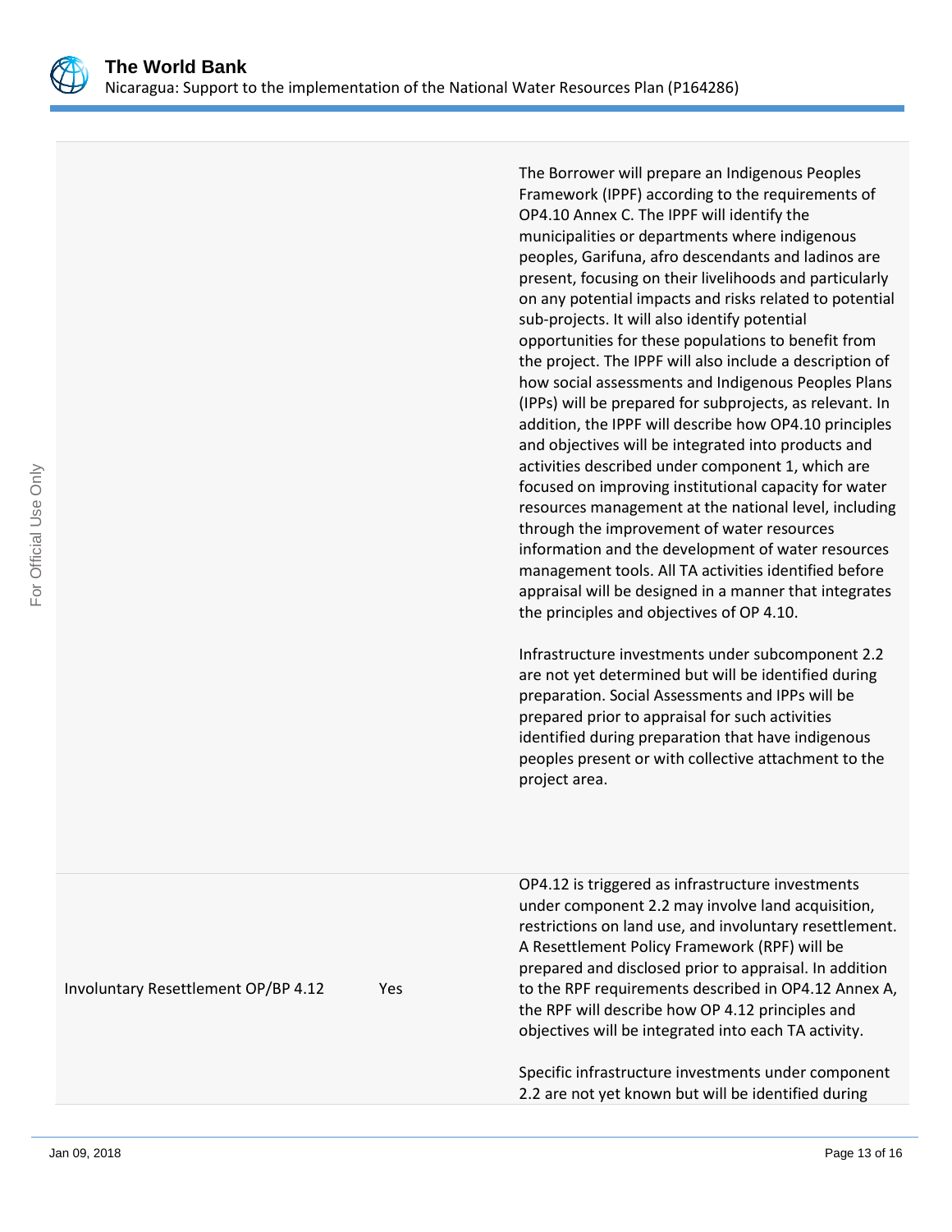| | | |
|---|---|---|
| | | The Borrower will prepare an Indigenous Peoples Framework (IPPF) according to the requirements of OP4.10 Annex C. The IPPF will identify the municipalities or departments where indigenous peoples, Garifuna, afro descendants and ladinos are present, focusing on their livelihoods and particularly on any potential impacts and risks related to potential sub-projects. It will also identify potential opportunities for these populations to benefit from the project. The IPPF will also include a description of how social assessments and Indigenous Peoples Plans (IPPs) will be prepared for subprojects, as relevant. In addition, the IPPF will describe how OP4.10 principles and objectives will be integrated into products and activities described under component 1, which are focused on improving institutional capacity for water resources management at the national level, including through the improvement of water resources information and the development of water resources management tools. All TA activities identified before appraisal will be designed in a manner that integrates the principles and objectives of OP 4.10.<br><br>Infrastructure investments under subcomponent 2.2 are not yet determined but will be identified during preparation. Social Assessments and IPPs will be prepared prior to appraisal for such activities identified during preparation that have indigenous peoples present or with collective attachment to the project area. |
| Involuntary Resettlement OP/BP 4.12 | Yes | OP4.12 is triggered as infrastructure investments under component 2.2 may involve land acquisition, restrictions on land use, and involuntary resettlement. A Resettlement Policy Framework (RPF) will be prepared and disclosed prior to appraisal. In addition to the RPF requirements described in OP4.12 Annex A, the RPF will describe how OP 4.12 principles and objectives will be integrated into each TA activity.<br><br>Specific infrastructure investments under component 2.2 are not yet known but will be identified during |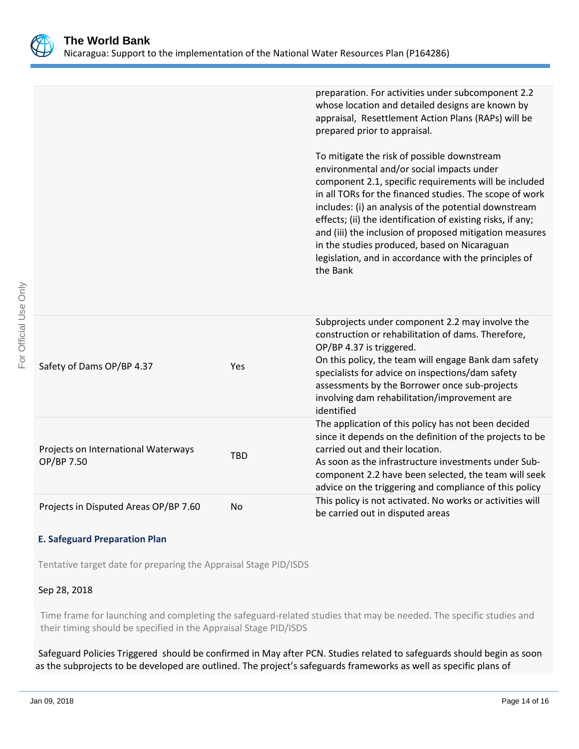| | | |
|---|---|---|
| | | preparation. For activities under subcomponent 2.2 whose location and detailed designs are known by appraisal, Resettlement Action Plans (RAPs) will be prepared prior to appraisal.<br><br>To mitigate the risk of possible downstream environmental and/or social impacts under component 2.1, specific requirements will be included in all TORs for the financed studies. The scope of work includes: (i) an analysis of the potential downstream effects; (ii) the identification of existing risks, if any; and (iii) the inclusion of proposed mitigation measures in the studies produced, based on Nicaraguan legislation, and in accordance with the principles of the Bank |
| Safety of Dams OP/BP 4.37 | Yes | Subprojects under component 2.2 may involve the construction or rehabilitation of dams. Therefore, OP/BP 4.37 is triggered.<br>On this policy, the team will engage Bank dam safety specialists for advice on inspections/dam safety assessments by the Borrower once sub-projects involving dam rehabilitation/improvement are identified |
| Projects on International Waterways OP/BP 7.50 | TBD | The application of this policy has not been decided since it depends on the definition of the projects to be carried out and their location.<br>As soon as the infrastructure investments under Sub-component 2.2 have been selected, the team will seek advice on the triggering and compliance of this policy |
| Projects in Disputed Areas OP/BP 7.60 | No | This policy is not activated. No works or activities will be carried out in disputed areas |

### E. Safeguard Preparation Plan

Tentative target date for preparing the Appraisal Stage PID/ISDS

Sep 28, 2018

Time frame for launching and completing the safeguard-related studies that may be needed. The specific studies and their timing should be specified in the Appraisal Stage PID/ISDS

Safeguard Policies Triggered should be confirmed in May after PCN. Studies related to safeguards should begin as soon as the subprojects to be developed are outlined. The project's safeguards frameworks as well as specific plans of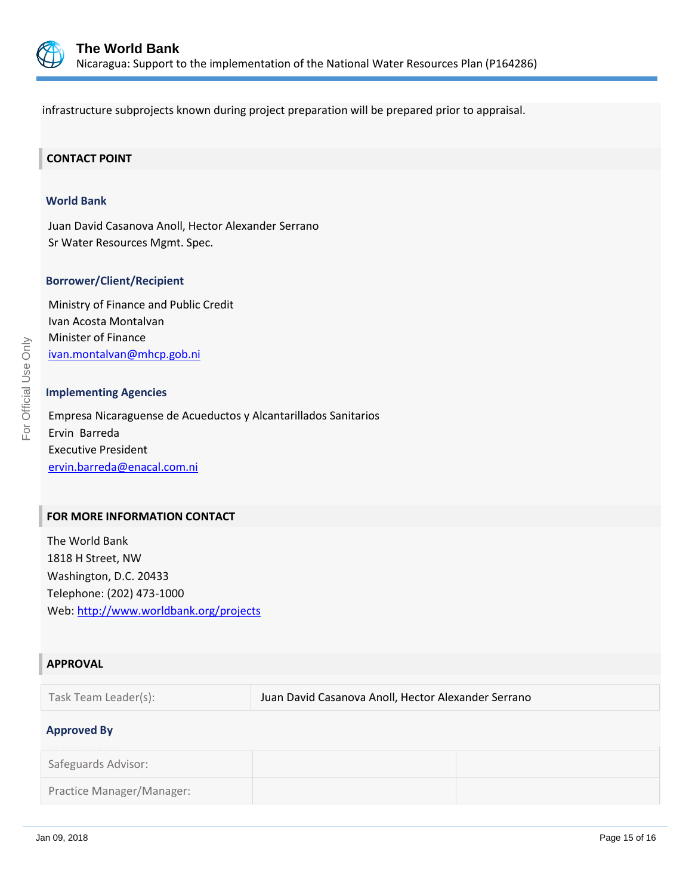infrastructure subprojects known during project preparation will be prepared prior to appraisal.

## CONTACT POINT

### World Bank

Juan David Casanova Anoll, Hector Alexander Serrano
Sr Water Resources Mgmt. Spec.

### Borrower/Client/Recipient

Ministry of Finance and Public Credit
Ivan Acosta Montalvan
Minister of Finance
ivan.montalvan@mhcp.gob.ni

### Implementing Agencies

Empresa Nicaraguense de Acueductos y Alcantarillados Sanitarios
Ervin Barreda
Executive President
ervin.barreda@enacal.com.ni

## FOR MORE INFORMATION CONTACT

The World Bank
1818 H Street, NW
Washington, D.C. 20433
Telephone: (202) 473-1000
Web: http://www.worldbank.org/projects

## APPROVAL

| Task Team Leader(s): | Juan David Casanova Anoll, Hector Alexander Serrano |
|---|---|

### Approved By

| Safeguards Advisor: | | |
|---|---|---|
| Practice Manager/Manager: | | |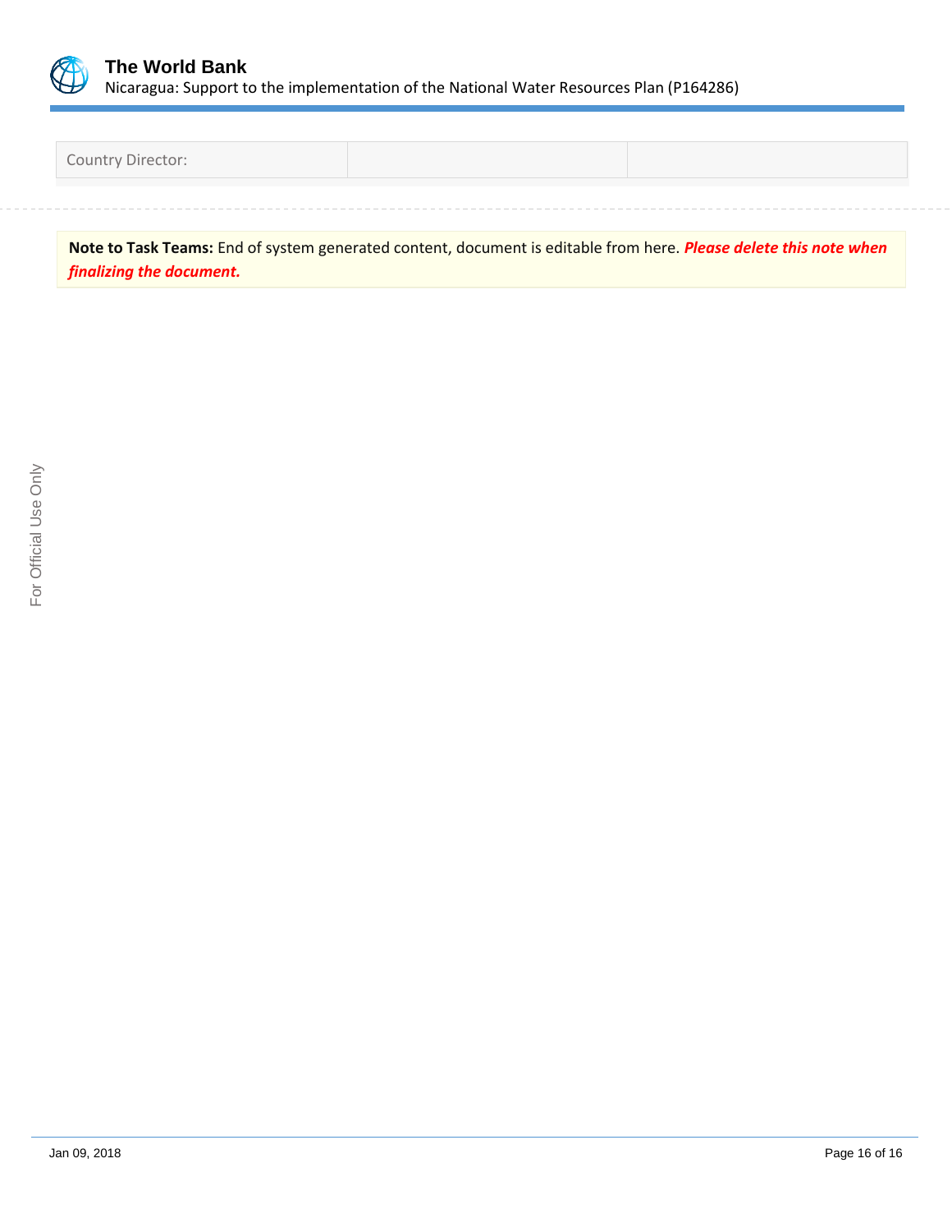| Country Director: | | |
|---|---|---|

**Note to Task Teams:** End of system generated content, document is editable from here. ***Please delete this note when finalizing the document.***